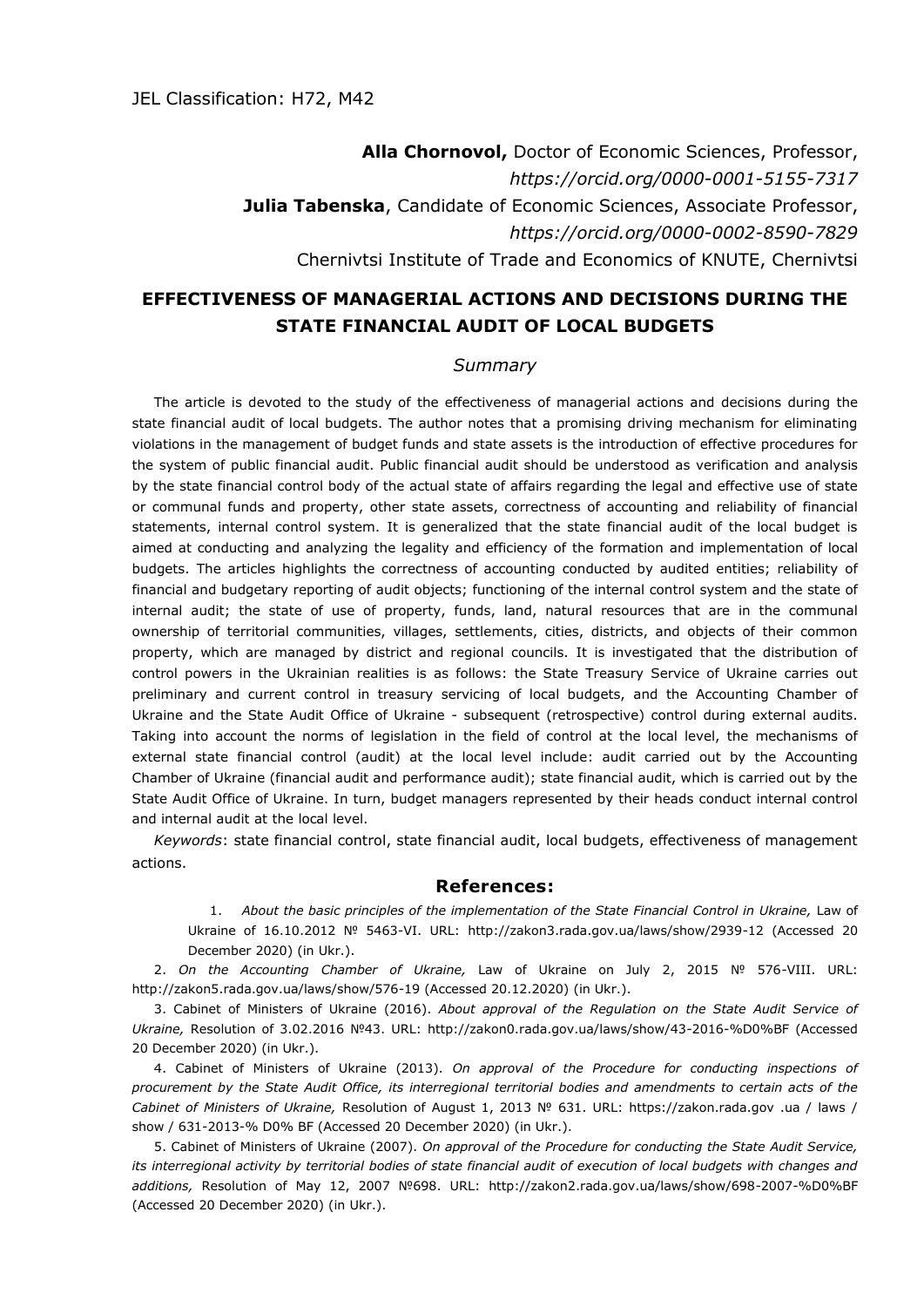JEL Classification: H72, M42

**Alla Chornovol,** Doctor of Economic Sciences, Professor,
*https://orcid.org/0000-0001-5155-7317*
**Julia Tabenska**, Candidate of Economic Sciences, Associate Professor,
*https://orcid.org/0000-0002-8590-7829*
Chernivtsi Institute of Trade and Economics of KNUTE, Chernivtsi

# EFFECTIVENESS OF MANAGERIAL ACTIONS AND DECISIONS DURING THE STATE FINANCIAL AUDIT OF LOCAL BUDGETS

## *Summary*

The article is devoted to the study of the effectiveness of managerial actions and decisions during the state financial audit of local budgets. The author notes that a promising driving mechanism for eliminating violations in the management of budget funds and state assets is the introduction of effective procedures for the system of public financial audit. Public financial audit should be understood as verification and analysis by the state financial control body of the actual state of affairs regarding the legal and effective use of state or communal funds and property, other state assets, correctness of accounting and reliability of financial statements, internal control system. It is generalized that the state financial audit of the local budget is aimed at conducting and analyzing the legality and efficiency of the formation and implementation of local budgets. The articles highlights the correctness of accounting conducted by audited entities; reliability of financial and budgetary reporting of audit objects; functioning of the internal control system and the state of internal audit; the state of use of property, funds, land, natural resources that are in the communal ownership of territorial communities, villages, settlements, cities, districts, and objects of their common property, which are managed by district and regional councils. It is investigated that the distribution of control powers in the Ukrainian realities is as follows: the State Treasury Service of Ukraine carries out preliminary and current control in treasury servicing of local budgets, and the Accounting Chamber of Ukraine and the State Audit Office of Ukraine - subsequent (retrospective) control during external audits. Taking into account the norms of legislation in the field of control at the local level, the mechanisms of external state financial control (audit) at the local level include: audit carried out by the Accounting Chamber of Ukraine (financial audit and performance audit); state financial audit, which is carried out by the State Audit Office of Ukraine. In turn, budget managers represented by their heads conduct internal control and internal audit at the local level.

*Keywords*: state financial control, state financial audit, local budgets, effectiveness of management actions.

## References:

1. *About the basic principles of the implementation of the State Financial Control in Ukraine,* Law of Ukraine of 16.10.2012 № 5463-VI. URL: http://zakon3.rada.gov.ua/laws/show/2939-12 (Accessed 20 December 2020) (in Ukr.).

2. *On the Accounting Chamber of Ukraine,* Law of Ukraine on July 2, 2015 № 576-VIII. URL: http://zakon5.rada.gov.ua/laws/show/576-19 (Accessed 20.12.2020) (in Ukr.).

3. Cabinet of Ministers of Ukraine (2016). *About approval of the Regulation on the State Audit Service of Ukraine,* Resolution of 3.02.2016 №43. URL: http://zakon0.rada.gov.ua/laws/show/43-2016-%D0%BF (Accessed 20 December 2020) (in Ukr.).

4. Cabinet of Ministers of Ukraine (2013). *On approval of the Procedure for conducting inspections of procurement by the State Audit Office, its interregional territorial bodies and amendments to certain acts of the Cabinet of Ministers of Ukraine,* Resolution of August 1, 2013 № 631. URL: https://zakon.rada.gov .ua / laws / show / 631-2013-% D0% BF (Accessed 20 December 2020) (in Ukr.).

5. Cabinet of Ministers of Ukraine (2007). *On approval of the Procedure for conducting the State Audit Service, its interregional activity by territorial bodies of state financial audit of execution of local budgets with changes and additions,* Resolution of May 12, 2007 №698. URL: http://zakon2.rada.gov.ua/laws/show/698-2007-%D0%BF (Accessed 20 December 2020) (in Ukr.).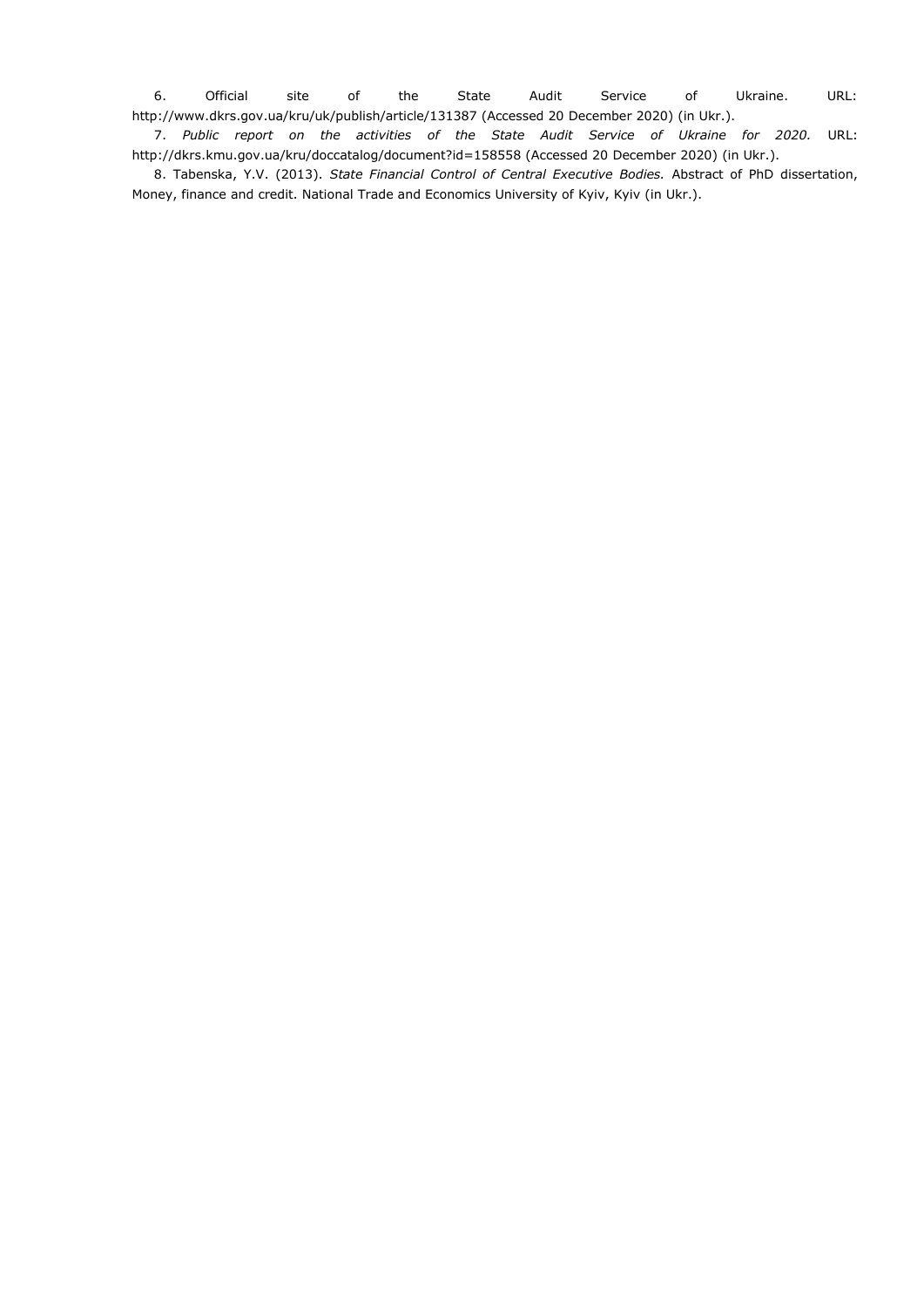6. Official site of the State Audit Service of Ukraine. URL: http://www.dkrs.gov.ua/kru/uk/publish/article/131387 (Accessed 20 December 2020) (in Ukr.).

7. *Public report on the activities of the State Audit Service of Ukraine for 2020.* URL: http://dkrs.kmu.gov.ua/kru/doccatalog/document?id=158558 (Accessed 20 December 2020) (in Ukr.).

8. Tabenska, Y.V. (2013). *State Financial Control of Central Executive Bodies.* Abstract of PhD dissertation, Money, finance and credit. National Trade and Economics University of Kyiv, Kyiv (in Ukr.).